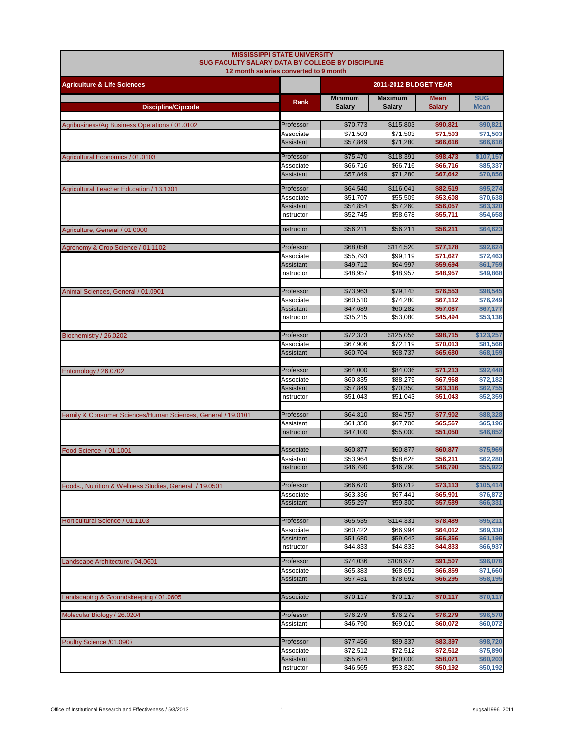# MISSISSIPPI STATE UNIVERSITY
## SUG FACULTY SALARY DATA BY COLLEGE BY DISCIPLINE
### 12 month salaries converted to 9 month

| Agriculture & Life Sciences | | 2011-2012 BUDGET YEAR | | | |
|---|---|---|---|---|---|
| **Discipline/Cipcode** | **Rank** | **Minimum Salary** | **Maximum Salary** | **Mean Salary** | **SUG Mean** |
| Agribusiness/Ag Business Operations / 01.0102 | Professor | $70,773 | $115,803 | $90,821 | $90,821 |
| | Associate | $71,503 | $71,503 | $71,503 | $71,503 |
| | Assistant | $57,849 | $71,280 | $66,616 | $66,616 |
| Agricultural Economics / 01.0103 | Professor | $75,470 | $118,391 | $98,473 | $107,157 |
| | Associate | $66,716 | $66,716 | $66,716 | $85,337 |
| | Assistant | $57,849 | $71,280 | $67,642 | $70,856 |
| Agricultural Teacher Education / 13.1301 | Professor | $64,540 | $116,041 | $82,519 | $95,274 |
| | Associate | $51,707 | $55,509 | $53,608 | $70,638 |
| | Assistant | $54,854 | $57,260 | $56,057 | $63,320 |
| | Instructor | $52,745 | $58,678 | $55,711 | $54,658 |
| Agriculture, General / 01.0000 | Instructor | $56,211 | $56,211 | $56,211 | $64,623 |
| Agronomy & Crop Science / 01.1102 | Professor | $68,058 | $114,520 | $77,178 | $92,624 |
| | Associate | $55,793 | $99,119 | $71,627 | $72,463 |
| | Assistant | $49,712 | $64,997 | $59,694 | $61,759 |
| | Instructor | $48,957 | $48,957 | $48,957 | $49,868 |
| Animal Sciences, General / 01.0901 | Professor | $73,963 | $79,143 | $76,553 | $98,545 |
| | Associate | $60,510 | $74,280 | $67,112 | $76,249 |
| | Assistant | $47,689 | $60,282 | $57,087 | $67,177 |
| | Instructor | $35,215 | $53,080 | $45,494 | $53,136 |
| Biochemistry / 26.0202 | Professor | $72,373 | $125,056 | $98,715 | $123,257 |
| | Associate | $67,906 | $72,119 | $70,013 | $81,566 |
| | Assistant | $60,704 | $68,737 | $65,680 | $68,159 |
| Entomology / 26.0702 | Professor | $64,000 | $84,036 | $71,213 | $92,448 |
| | Associate | $60,835 | $88,279 | $67,968 | $72,182 |
| | Assistant | $57,849 | $70,350 | $63,316 | $62,755 |
| | Instructor | $51,043 | $51,043 | $51,043 | $52,359 |
| Family & Consumer Sciences/Human Sciences, General / 19.0101 | Professor | $64,810 | $84,757 | $77,902 | $88,328 |
| | Assistant | $61,350 | $67,700 | $65,567 | $65,196 |
| | Instructor | $47,100 | $55,000 | $51,050 | $46,852 |
| Food Science / 01.1001 | Associate | $60,877 | $60,877 | $60,877 | $75,969 |
| | Assistant | $53,964 | $58,628 | $56,211 | $62,280 |
| | Instructor | $46,790 | $46,790 | $46,790 | $55,922 |
| Foods., Nutrition & Wellness Studies, General / 19.0501 | Professor | $66,670 | $86,012 | $73,113 | $105,414 |
| | Associate | $63,336 | $67,441 | $65,901 | $76,872 |
| | Assistant | $55,297 | $59,300 | $57,589 | $66,331 |
| Horticultural Science / 01.1103 | Professor | $65,535 | $114,331 | $78,489 | $95,211 |
| | Associate | $60,422 | $66,994 | $64,012 | $69,338 |
| | Assistant | $51,680 | $59,042 | $56,356 | $61,199 |
| | Instructor | $44,833 | $44,833 | $44,833 | $66,937 |
| Landscape Architecture / 04.0601 | Professor | $74,036 | $108,977 | $91,507 | $96,076 |
| | Associate | $65,383 | $68,651 | $66,859 | $71,660 |
| | Assistant | $57,431 | $78,692 | $66,295 | $58,195 |
| Landscaping & Groundskeeping / 01.0605 | Associate | $70,117 | $70,117 | $70,117 | $70,117 |
| Molecular Biology / 26.0204 | Professor | $76,279 | $76,279 | $76,279 | $96,570 |
| | Assistant | $46,790 | $69,010 | $60,072 | $60,072 |
| Poultry Science /01.0907 | Professor | $77,456 | $89,337 | $83,397 | $98,720 |
| | Associate | $72,512 | $72,512 | $72,512 | $75,890 |
| | Assistant | $55,624 | $60,000 | $58,071 | $60,203 |
| | Instructor | $46,565 | $53,820 | $50,192 | $50,192 |

Office of Institutional Research and Effectiveness / 5/3/2013 — sugsal1996_2011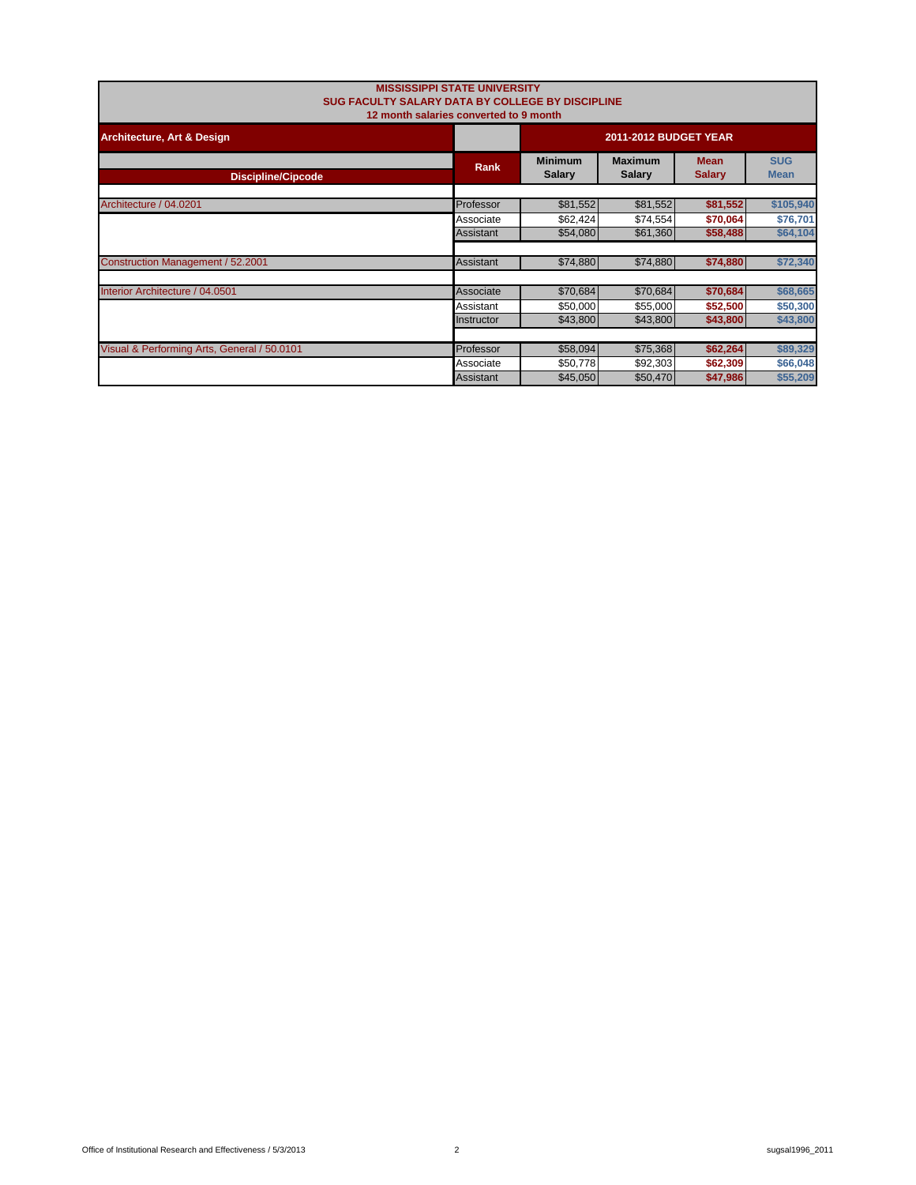**MISSISSIPPI STATE UNIVERSITY**
**SUG FACULTY SALARY DATA BY COLLEGE BY DISCIPLINE**
**12 month salaries converted to 9 month**

| Architecture, Art & Design | | 2011-2012 BUDGET YEAR | | | |
|---|---|---|---|---|---|
| **Discipline/Cipcode** | **Rank** | **Minimum Salary** | **Maximum Salary** | **Mean Salary** | **SUG Mean** |
| Architecture / 04.0201 | Professor | $81,552 | $81,552 | $81,552 | $105,940 |
| | Associate | $62,424 | $74,554 | $70,064 | $76,701 |
| | Assistant | $54,080 | $61,360 | $58,488 | $64,104 |
| Construction Management / 52.2001 | Assistant | $74,880 | $74,880 | $74,880 | $72,340 |
| Interior Architecture / 04.0501 | Associate | $70,684 | $70,684 | $70,684 | $68,665 |
| | Assistant | $50,000 | $55,000 | $52,500 | $50,300 |
| | Instructor | $43,800 | $43,800 | $43,800 | $43,800 |
| Visual & Performing Arts, General / 50.0101 | Professor | $58,094 | $75,368 | $62,264 | $89,329 |
| | Associate | $50,778 | $92,303 | $62,309 | $66,048 |
| | Assistant | $45,050 | $50,470 | $47,986 | $55,209 |

Office of Institutional Research and Effectiveness / 5/3/2013 sugsal1996_2011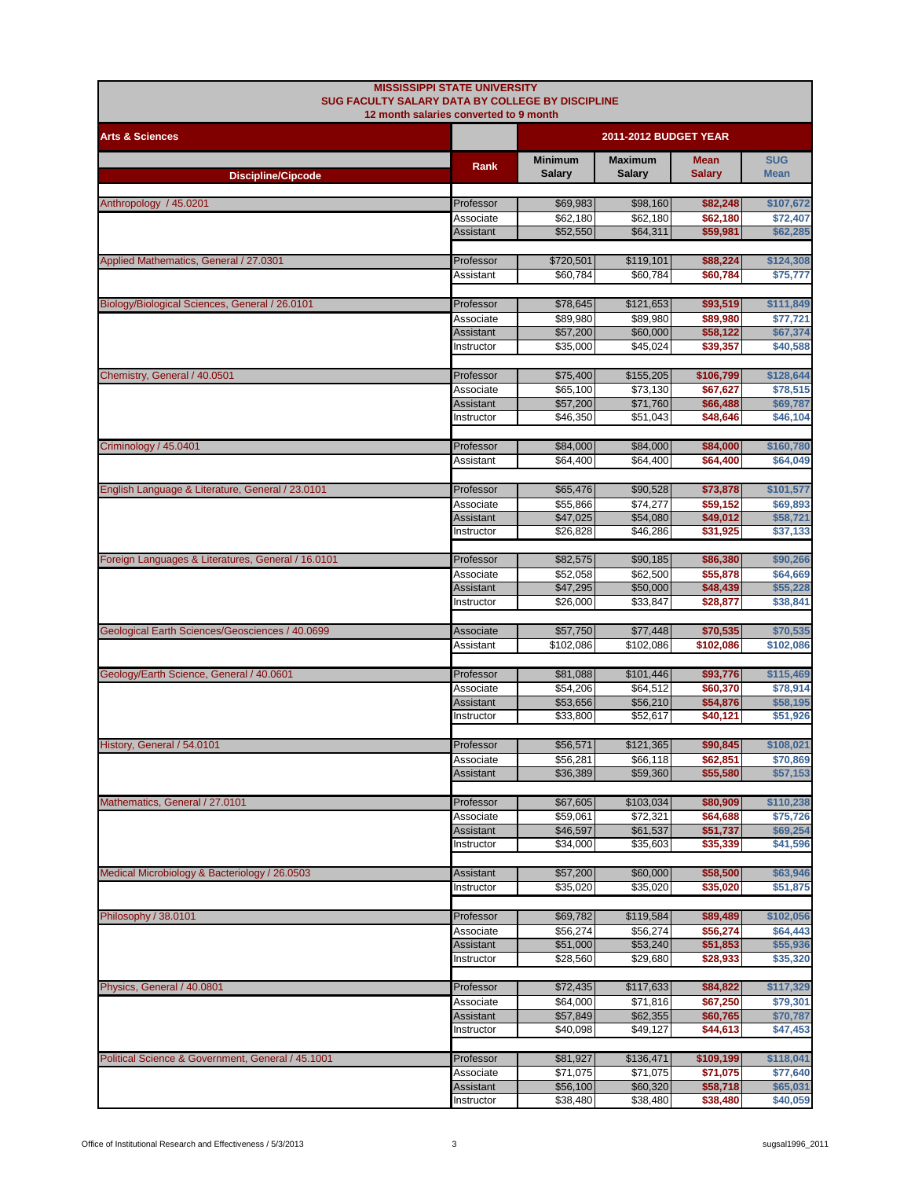**MISSISSIPPI STATE UNIVERSITY**
**SUG FACULTY SALARY DATA BY COLLEGE BY DISCIPLINE**
**12 month salaries converted to 9 month**

| Arts & Sciences | | 2011-2012 BUDGET YEAR | | | |
|---|---|---|---|---|---|
| **Discipline/Cipcode** | **Rank** | **Minimum Salary** | **Maximum Salary** | **Mean Salary** | **SUG Mean** |
| Anthropology / 45.0201 | Professor | $69,983 | $98,160 | $82,248 | $107,672 |
| | Associate | $62,180 | $62,180 | $62,180 | $72,407 |
| | Assistant | $52,550 | $64,311 | $59,981 | $62,285 |
| Applied Mathematics, General / 27.0301 | Professor | $720,501 | $119,101 | $88,224 | $124,308 |
| | Assistant | $60,784 | $60,784 | $60,784 | $75,777 |
| Biology/Biological Sciences, General / 26.0101 | Professor | $78,645 | $121,653 | $93,519 | $111,849 |
| | Associate | $89,980 | $89,980 | $89,980 | $77,721 |
| | Assistant | $57,200 | $60,000 | $58,122 | $67,374 |
| | Instructor | $35,000 | $45,024 | $39,357 | $40,588 |
| Chemistry, General / 40.0501 | Professor | $75,400 | $155,205 | $106,799 | $128,644 |
| | Associate | $65,100 | $73,130 | $67,627 | $78,515 |
| | Assistant | $57,200 | $71,760 | $66,488 | $69,787 |
| | Instructor | $46,350 | $51,043 | $48,646 | $46,104 |
| Criminology / 45.0401 | Professor | $84,000 | $84,000 | $84,000 | $160,780 |
| | Assistant | $64,400 | $64,400 | $64,400 | $64,049 |
| English Language & Literature, General / 23.0101 | Professor | $65,476 | $90,528 | $73,878 | $101,577 |
| | Associate | $55,866 | $74,277 | $59,152 | $69,893 |
| | Assistant | $47,025 | $54,080 | $49,012 | $58,721 |
| | Instructor | $26,828 | $46,286 | $31,925 | $37,133 |
| Foreign Languages & Literatures, General / 16.0101 | Professor | $82,575 | $90,185 | $86,380 | $90,266 |
| | Associate | $52,058 | $62,500 | $55,878 | $64,669 |
| | Assistant | $47,295 | $50,000 | $48,439 | $55,228 |
| | Instructor | $26,000 | $33,847 | $28,877 | $38,841 |
| Geological Earth Sciences/Geosciences / 40.0699 | Associate | $57,750 | $77,448 | $70,535 | $70,535 |
| | Assistant | $102,086 | $102,086 | $102,086 | $102,086 |
| Geology/Earth Science, General / 40.0601 | Professor | $81,088 | $101,446 | $93,776 | $115,469 |
| | Associate | $54,206 | $64,512 | $60,370 | $78,914 |
| | Assistant | $53,656 | $56,210 | $54,876 | $58,195 |
| | Instructor | $33,800 | $52,617 | $40,121 | $51,926 |
| History, General / 54.0101 | Professor | $56,571 | $121,365 | $90,845 | $108,021 |
| | Associate | $56,281 | $66,118 | $62,851 | $70,869 |
| | Assistant | $36,389 | $59,360 | $55,580 | $57,153 |
| Mathematics, General / 27.0101 | Professor | $67,605 | $103,034 | $80,909 | $110,238 |
| | Associate | $59,061 | $72,321 | $64,688 | $75,726 |
| | Assistant | $46,597 | $61,537 | $51,737 | $69,254 |
| | Instructor | $34,000 | $35,603 | $35,339 | $41,596 |
| Medical Microbiology & Bacteriology / 26.0503 | Assistant | $57,200 | $60,000 | $58,500 | $63,946 |
| | Instructor | $35,020 | $35,020 | $35,020 | $51,875 |
| Philosophy / 38.0101 | Professor | $69,782 | $119,584 | $89,489 | $102,056 |
| | Associate | $56,274 | $56,274 | $56,274 | $64,443 |
| | Assistant | $51,000 | $53,240 | $51,853 | $55,936 |
| | Instructor | $28,560 | $29,680 | $28,933 | $35,320 |
| Physics, General / 40.0801 | Professor | $72,435 | $117,633 | $84,822 | $117,329 |
| | Associate | $64,000 | $71,816 | $67,250 | $79,301 |
| | Assistant | $57,849 | $62,355 | $60,765 | $70,787 |
| | Instructor | $40,098 | $49,127 | $44,613 | $47,453 |
| Political Science & Government, General / 45.1001 | Professor | $81,927 | $136,471 | $109,199 | $118,041 |
| | Associate | $71,075 | $71,075 | $71,075 | $77,640 |
| | Assistant | $56,100 | $60,320 | $58,718 | $65,031 |
| | Instructor | $38,480 | $38,480 | $38,480 | $40,059 |

Office of Institutional Research and Effectiveness / 5/3/2013 sugsal1996_2011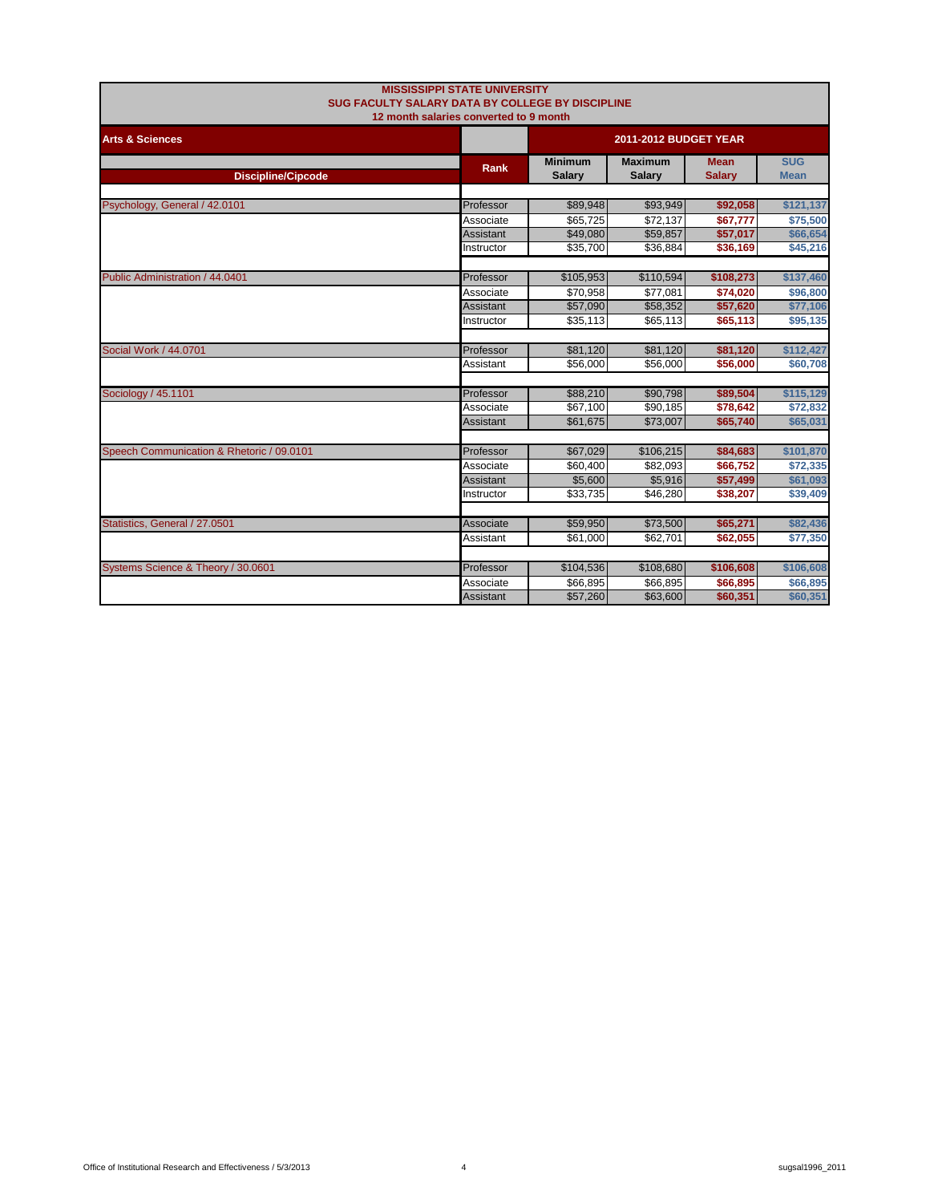**MISSISSIPPI STATE UNIVERSITY**
**SUG FACULTY SALARY DATA BY COLLEGE BY DISCIPLINE**
**12 month salaries converted to 9 month**

| Arts & Sciences | | 2011-2012 BUDGET YEAR | | | |
|---|---|---|---|---|---|
| **Discipline/Cipcode** | **Rank** | **Minimum Salary** | **Maximum Salary** | **Mean Salary** | **SUG Mean** |
| Psychology, General / 42.0101 | Professor | $89,948 | $93,949 | $92,058 | $121,137 |
| | Associate | $65,725 | $72,137 | $67,777 | $75,500 |
| | Assistant | $49,080 | $59,857 | $57,017 | $66,654 |
| | Instructor | $35,700 | $36,884 | $36,169 | $45,216 |
| Public Administration / 44.0401 | Professor | $105,953 | $110,594 | $108,273 | $137,460 |
| | Associate | $70,958 | $77,081 | $74,020 | $96,800 |
| | Assistant | $57,090 | $58,352 | $57,620 | $77,106 |
| | Instructor | $35,113 | $65,113 | $65,113 | $95,135 |
| Social Work / 44.0701 | Professor | $81,120 | $81,120 | $81,120 | $112,427 |
| | Assistant | $56,000 | $56,000 | $56,000 | $60,708 |
| Sociology / 45.1101 | Professor | $88,210 | $90,798 | $89,504 | $115,129 |
| | Associate | $67,100 | $90,185 | $78,642 | $72,832 |
| | Assistant | $61,675 | $73,007 | $65,740 | $65,031 |
| Speech Communication & Rhetoric / 09.0101 | Professor | $67,029 | $106,215 | $84,683 | $101,870 |
| | Associate | $60,400 | $82,093 | $66,752 | $72,335 |
| | Assistant | $5,600 | $5,916 | $57,499 | $61,093 |
| | Instructor | $33,735 | $46,280 | $38,207 | $39,409 |
| Statistics, General / 27.0501 | Associate | $59,950 | $73,500 | $65,271 | $82,436 |
| | Assistant | $61,000 | $62,701 | $62,055 | $77,350 |
| Systems Science & Theory / 30.0601 | Professor | $104,536 | $108,680 | $106,608 | $106,608 |
| | Associate | $66,895 | $66,895 | $66,895 | $66,895 |
| | Assistant | $57,260 | $63,600 | $60,351 | $60,351 |

Office of Institutional Research and Effectiveness / 5/3/2013 — sugsal1996_2011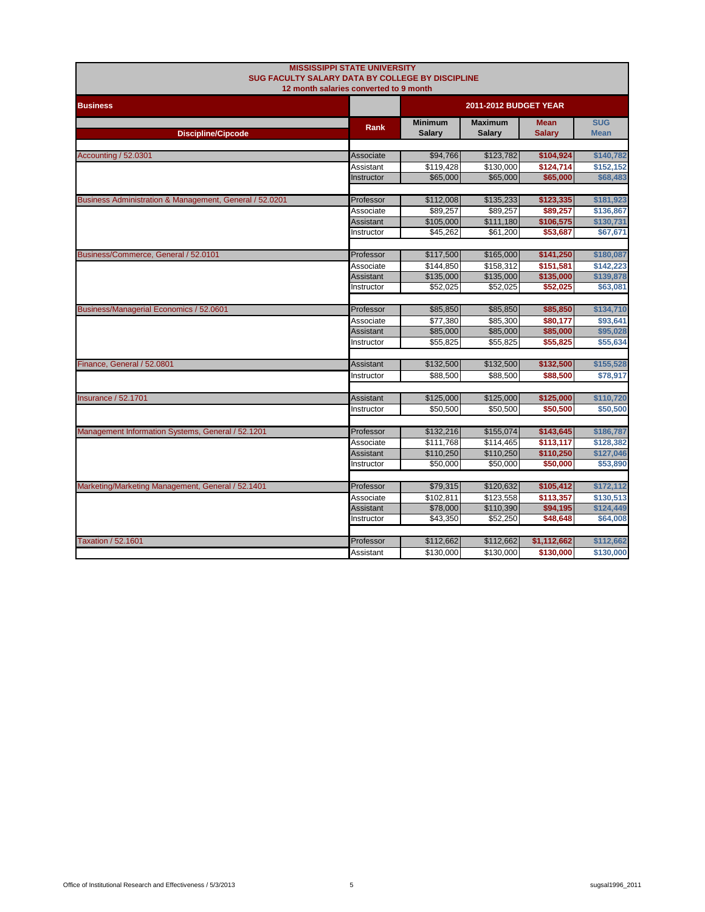**MISSISSIPPI STATE UNIVERSITY**
**SUG FACULTY SALARY DATA BY COLLEGE BY DISCIPLINE**
**12 month salaries converted to 9 month**

| Business | | 2011-2012 BUDGET YEAR | | | |
|---|---|---|---|---|---|
| **Discipline/Cipcode** | **Rank** | **Minimum Salary** | **Maximum Salary** | **Mean Salary** | **SUG Mean** |
| Accounting / 52.0301 | Associate | $94,766 | $123,782 | $104,924 | $140,782 |
| | Assistant | $119,428 | $130,000 | $124,714 | $152,152 |
| | Instructor | $65,000 | $65,000 | $65,000 | $68,483 |
| Business Administration & Management, General / 52.0201 | Professor | $112,008 | $135,233 | $123,335 | $181,923 |
| | Associate | $89,257 | $89,257 | $89,257 | $136,867 |
| | Assistant | $105,000 | $111,180 | $106,575 | $130,731 |
| | Instructor | $45,262 | $61,200 | $53,687 | $67,671 |
| Business/Commerce, General / 52.0101 | Professor | $117,500 | $165,000 | $141,250 | $180,087 |
| | Associate | $144,850 | $158,312 | $151,581 | $142,223 |
| | Assistant | $135,000 | $135,000 | $135,000 | $139,878 |
| | Instructor | $52,025 | $52,025 | $52,025 | $63,081 |
| Business/Managerial Economics / 52.0601 | Professor | $85,850 | $85,850 | $85,850 | $134,710 |
| | Associate | $77,380 | $85,300 | $80,177 | $93,641 |
| | Assistant | $85,000 | $85,000 | $85,000 | $95,028 |
| | Instructor | $55,825 | $55,825 | $55,825 | $55,634 |
| Finance, General / 52.0801 | Assistant | $132,500 | $132,500 | $132,500 | $155,528 |
| | Instructor | $88,500 | $88,500 | $88,500 | $78,917 |
| Insurance / 52.1701 | Assistant | $125,000 | $125,000 | $125,000 | $110,720 |
| | Instructor | $50,500 | $50,500 | $50,500 | $50,500 |
| Management Information Systems, General / 52.1201 | Professor | $132,216 | $155,074 | $143,645 | $186,787 |
| | Associate | $111,768 | $114,465 | $113,117 | $128,382 |
| | Assistant | $110,250 | $110,250 | $110,250 | $127,046 |
| | Instructor | $50,000 | $50,000 | $50,000 | $53,890 |
| Marketing/Marketing Management, General / 52.1401 | Professor | $79,315 | $120,632 | $105,412 | $172,112 |
| | Associate | $102,811 | $123,558 | $113,357 | $130,513 |
| | Assistant | $78,000 | $110,390 | $94,195 | $124,449 |
| | Instructor | $43,350 | $52,250 | $48,648 | $64,008 |
| Taxation / 52.1601 | Professor | $112,662 | $112,662 | $1,112,662 | $112,662 |
| | Assistant | $130,000 | $130,000 | $130,000 | $130,000 |

Office of Institutional Research and Effectiveness / 5/3/2013 sugsal1996_2011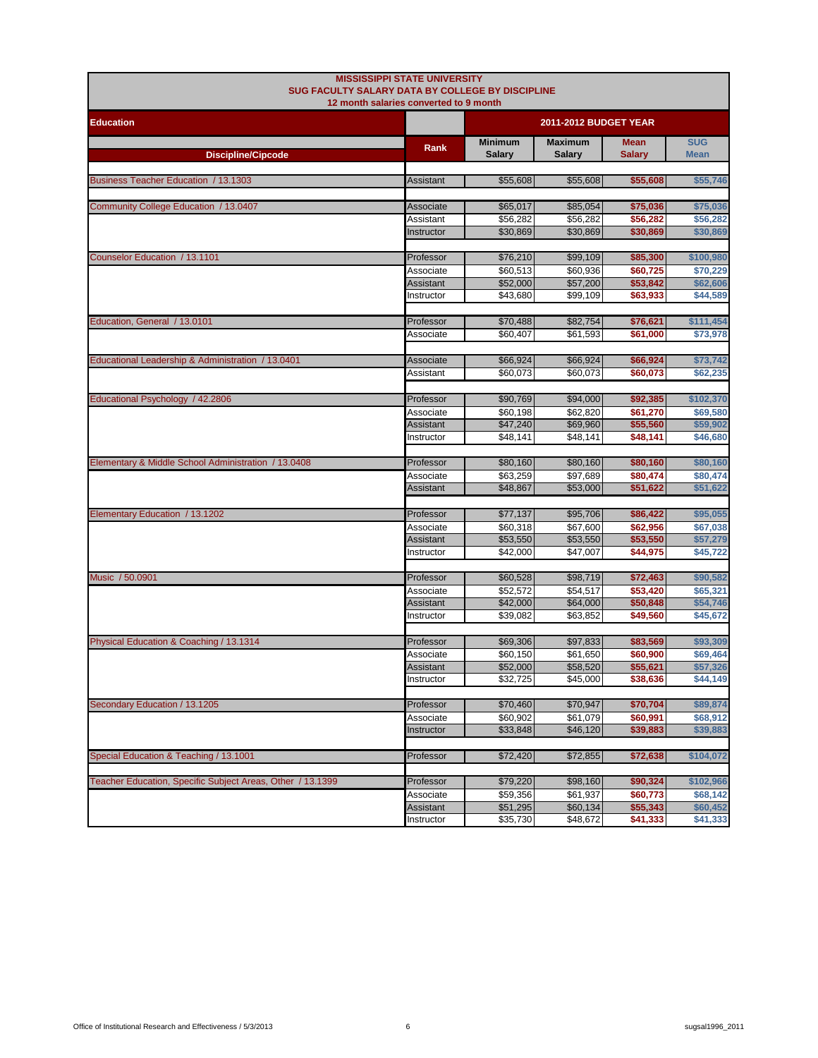# MISSISSIPPI STATE UNIVERSITY
## SUG FACULTY SALARY DATA BY COLLEGE BY DISCIPLINE
### 12 month salaries converted to 9 month

| Education | | 2011-2012 BUDGET YEAR | | | |
|---|---|---|---|---|---|
| Discipline/Cipcode | Rank | Minimum Salary | Maximum Salary | Mean Salary | SUG Mean |
| Business Teacher Education / 13.1303 | Assistant | $55,608 | $55,608 | $55,608 | $55,746 |
| Community College Education / 13.0407 | Associate | $65,017 | $85,054 | $75,036 | $75,036 |
| | Assistant | $56,282 | $56,282 | $56,282 | $56,282 |
| | Instructor | $30,869 | $30,869 | $30,869 | $30,869 |
| Counselor Education / 13.1101 | Professor | $76,210 | $99,109 | $85,300 | $100,980 |
| | Associate | $60,513 | $60,936 | $60,725 | $70,229 |
| | Assistant | $52,000 | $57,200 | $53,842 | $62,606 |
| | Instructor | $43,680 | $99,109 | $63,933 | $44,589 |
| Education, General / 13.0101 | Professor | $70,488 | $82,754 | $76,621 | $111,454 |
| | Associate | $60,407 | $61,593 | $61,000 | $73,978 |
| Educational Leadership & Administration / 13.0401 | Associate | $66,924 | $66,924 | $66,924 | $73,742 |
| | Assistant | $60,073 | $60,073 | $60,073 | $62,235 |
| Educational Psychology / 42.2806 | Professor | $90,769 | $94,000 | $92,385 | $102,370 |
| | Associate | $60,198 | $62,820 | $61,270 | $69,580 |
| | Assistant | $47,240 | $69,960 | $55,560 | $59,902 |
| | Instructor | $48,141 | $48,141 | $48,141 | $46,680 |
| Elementary & Middle School Administration / 13.0408 | Professor | $80,160 | $80,160 | $80,160 | $80,160 |
| | Associate | $63,259 | $97,689 | $80,474 | $80,474 |
| | Assistant | $48,867 | $53,000 | $51,622 | $51,622 |
| Elementary Education / 13.1202 | Professor | $77,137 | $95,706 | $86,422 | $95,055 |
| | Associate | $60,318 | $67,600 | $62,956 | $67,038 |
| | Assistant | $53,550 | $53,550 | $53,550 | $57,279 |
| | Instructor | $42,000 | $47,007 | $44,975 | $45,722 |
| Music / 50.0901 | Professor | $60,528 | $98,719 | $72,463 | $90,582 |
| | Associate | $52,572 | $54,517 | $53,420 | $65,321 |
| | Assistant | $42,000 | $64,000 | $50,848 | $54,746 |
| | Instructor | $39,082 | $63,852 | $49,560 | $45,672 |
| Physical Education & Coaching / 13.1314 | Professor | $69,306 | $97,833 | $83,569 | $93,309 |
| | Associate | $60,150 | $61,650 | $60,900 | $69,464 |
| | Assistant | $52,000 | $58,520 | $55,621 | $57,326 |
| | Instructor | $32,725 | $45,000 | $38,636 | $44,149 |
| Secondary Education / 13.1205 | Professor | $70,460 | $70,947 | $70,704 | $89,874 |
| | Associate | $60,902 | $61,079 | $60,991 | $68,912 |
| | Instructor | $33,848 | $46,120 | $39,883 | $39,883 |
| Special Education & Teaching / 13.1001 | Professor | $72,420 | $72,855 | $72,638 | $104,072 |
| Teacher Education, Specific Subject Areas, Other / 13.1399 | Professor | $79,220 | $98,160 | $90,324 | $102,966 |
| | Associate | $59,356 | $61,937 | $60,773 | $68,142 |
| | Assistant | $51,295 | $60,134 | $55,343 | $60,452 |
| | Instructor | $35,730 | $48,672 | $41,333 | $41,333 |

Office of Institutional Research and Effectiveness / 5/3/2013 — sugsal1996_2011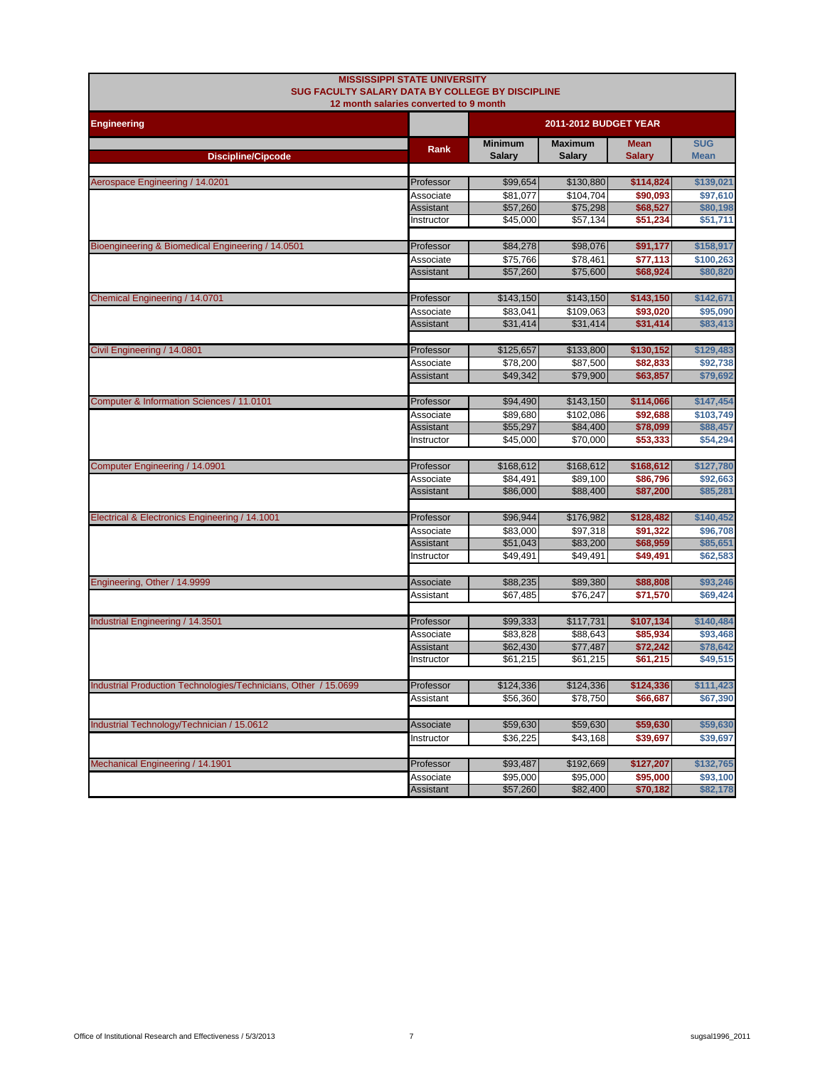# MISSISSIPPI STATE UNIVERSITY
## SUG FACULTY SALARY DATA BY COLLEGE BY DISCIPLINE
### 12 month salaries converted to 9 month

| Engineering | | 2011-2012 BUDGET YEAR | | | |
|---|---|---|---|---|---|
| Discipline/Cipcode | Rank | Minimum Salary | Maximum Salary | Mean Salary | SUG Mean |
| Aerospace Engineering / 14.0201 | Professor | $99,654 | $130,880 | $114,824 | $139,021 |
| | Associate | $81,077 | $104,704 | $90,093 | $97,610 |
| | Assistant | $57,260 | $75,298 | $68,527 | $80,198 |
| | Instructor | $45,000 | $57,134 | $51,234 | $51,711 |
| Bioengineering & Biomedical Engineering / 14.0501 | Professor | $84,278 | $98,076 | $91,177 | $158,917 |
| | Associate | $75,766 | $78,461 | $77,113 | $100,263 |
| | Assistant | $57,260 | $75,600 | $68,924 | $80,820 |
| Chemical Engineering / 14.0701 | Professor | $143,150 | $143,150 | $143,150 | $142,671 |
| | Associate | $83,041 | $109,063 | $93,020 | $95,090 |
| | Assistant | $31,414 | $31,414 | $31,414 | $83,413 |
| Civil Engineering / 14.0801 | Professor | $125,657 | $133,800 | $130,152 | $129,483 |
| | Associate | $78,200 | $87,500 | $82,833 | $92,738 |
| | Assistant | $49,342 | $79,900 | $63,857 | $79,692 |
| Computer & Information Sciences / 11.0101 | Professor | $94,490 | $143,150 | $114,066 | $147,454 |
| | Associate | $89,680 | $102,086 | $92,688 | $103,749 |
| | Assistant | $55,297 | $84,400 | $78,099 | $88,457 |
| | Instructor | $45,000 | $70,000 | $53,333 | $54,294 |
| Computer Engineering / 14.0901 | Professor | $168,612 | $168,612 | $168,612 | $127,780 |
| | Associate | $84,491 | $89,100 | $86,796 | $92,663 |
| | Assistant | $86,000 | $88,400 | $87,200 | $85,281 |
| Electrical & Electronics Engineering / 14.1001 | Professor | $96,944 | $176,982 | $128,482 | $140,452 |
| | Associate | $83,000 | $97,318 | $91,322 | $96,708 |
| | Assistant | $51,043 | $83,200 | $68,959 | $85,651 |
| | Instructor | $49,491 | $49,491 | $49,491 | $62,583 |
| Engineering, Other / 14.9999 | Associate | $88,235 | $89,380 | $88,808 | $93,246 |
| | Assistant | $67,485 | $76,247 | $71,570 | $69,424 |
| Industrial Engineering / 14.3501 | Professor | $99,333 | $117,731 | $107,134 | $140,484 |
| | Associate | $83,828 | $88,643 | $85,934 | $93,468 |
| | Assistant | $62,430 | $77,487 | $72,242 | $78,642 |
| | Instructor | $61,215 | $61,215 | $61,215 | $49,515 |
| Industrial Production Technologies/Technicians, Other / 15.0699 | Professor | $124,336 | $124,336 | $124,336 | $111,423 |
| | Assistant | $56,360 | $78,750 | $66,687 | $67,390 |
| Industrial Technology/Technician / 15.0612 | Associate | $59,630 | $59,630 | $59,630 | $59,630 |
| | Instructor | $36,225 | $43,168 | $39,697 | $39,697 |
| Mechanical Engineering / 14.1901 | Professor | $93,487 | $192,669 | $127,207 | $132,765 |
| | Associate | $95,000 | $95,000 | $95,000 | $93,100 |
| | Assistant | $57,260 | $82,400 | $70,182 | $82,178 |

Office of Institutional Research and Effectiveness / 5/3/2013 sugsal1996_2011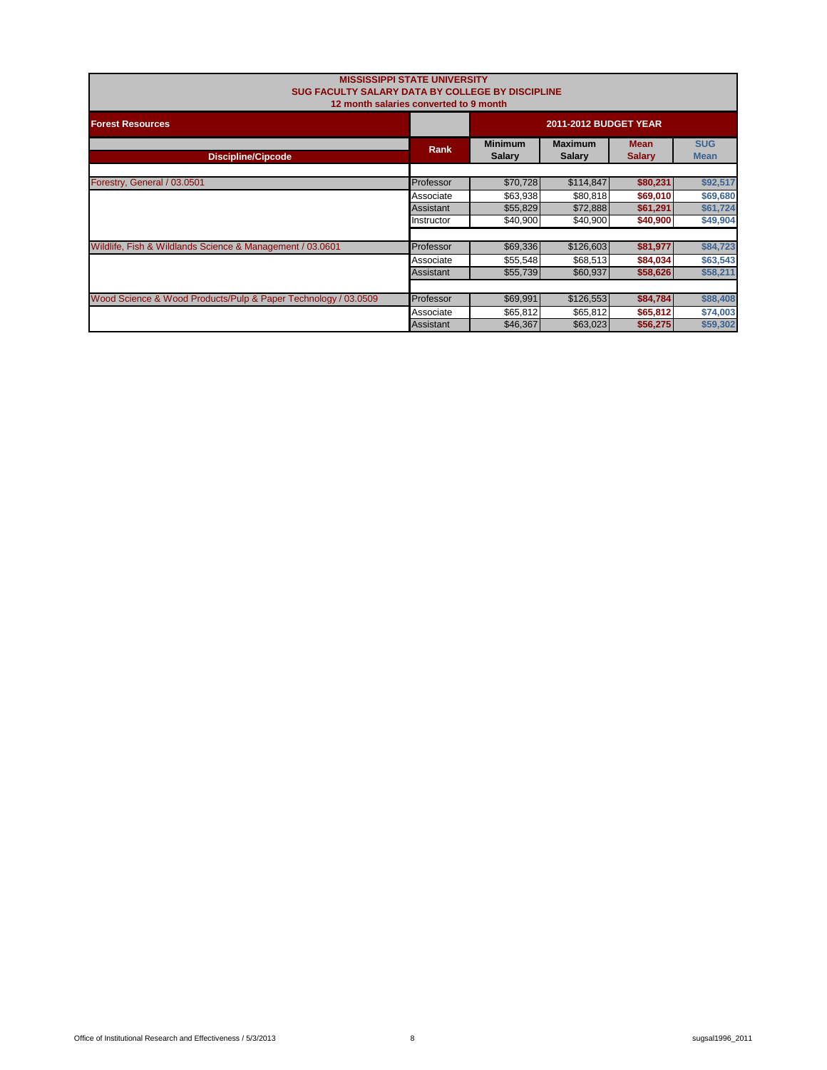**MISSISSIPPI STATE UNIVERSITY**
**SUG FACULTY SALARY DATA BY COLLEGE BY DISCIPLINE**
**12 month salaries converted to 9 month**

| Forest Resources | | 2011-2012 BUDGET YEAR | | | |
|---|---|---|---|---|---|
| **Discipline/Cipcode** | **Rank** | **Minimum Salary** | **Maximum Salary** | **Mean Salary** | **SUG Mean** |
| Forestry, General / 03.0501 | Professor | $70,728 | $114,847 | $80,231 | $92,517 |
| | Associate | $63,938 | $80,818 | $69,010 | $69,680 |
| | Assistant | $55,829 | $72,888 | $61,291 | $61,724 |
| | Instructor | $40,900 | $40,900 | $40,900 | $49,904 |
| Wildlife, Fish & Wildlands Science & Management / 03.0601 | Professor | $69,336 | $126,603 | $81,977 | $84,723 |
| | Associate | $55,548 | $68,513 | $84,034 | $63,543 |
| | Assistant | $55,739 | $60,937 | $58,626 | $58,211 |
| Wood Science & Wood Products/Pulp & Paper Technology / 03.0509 | Professor | $69,991 | $126,553 | $84,784 | $88,408 |
| | Associate | $65,812 | $65,812 | $65,812 | $74,003 |
| | Assistant | $46,367 | $63,023 | $56,275 | $59,302 |

Office of Institutional Research and Effectiveness / 5/3/2013 sugsal1996_2011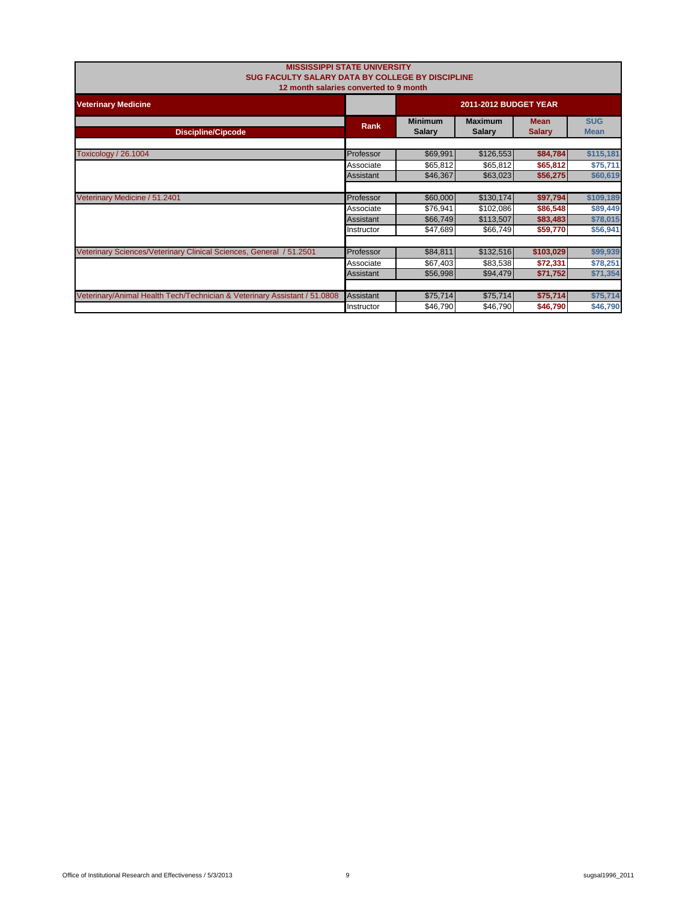# MISSISSIPPI STATE UNIVERSITY
## SUG FACULTY SALARY DATA BY COLLEGE BY DISCIPLINE
### 12 month salaries converted to 9 month

| Veterinary Medicine | | 2011-2012 BUDGET YEAR | | | |
|---|---|---|---|---|---|
| Discipline/Cipcode | Rank | Minimum Salary | Maximum Salary | Mean Salary | SUG Mean |
| Toxicology / 26.1004 | Professor | $69,991 | $126,553 | $84,784 | $115,181 |
| | Associate | $65,812 | $65,812 | $65,812 | $75,711 |
| | Assistant | $46,367 | $63,023 | $56,275 | $60,619 |
| Veterinary Medicine / 51.2401 | Professor | $60,000 | $130,174 | $97,794 | $109,189 |
| | Associate | $76,941 | $102,086 | $86,548 | $89,449 |
| | Assistant | $66,749 | $113,507 | $83,483 | $78,015 |
| | Instructor | $47,689 | $66,749 | $59,770 | $56,941 |
| Veterinary Sciences/Veterinary Clinical Sciences, General / 51.2501 | Professor | $84,811 | $132,516 | $103,029 | $99,939 |
| | Associate | $67,403 | $83,538 | $72,331 | $78,251 |
| | Assistant | $56,998 | $94,479 | $71,752 | $71,354 |
| Veterinary/Animal Health Tech/Technician & Veterinary Assistant / 51.0808 | Assistant | $75,714 | $75,714 | $75,714 | $75,714 |
| | Instructor | $46,790 | $46,790 | $46,790 | $46,790 |

Office of Institutional Research and Effectiveness / 5/3/2013 sugsal1996_2011